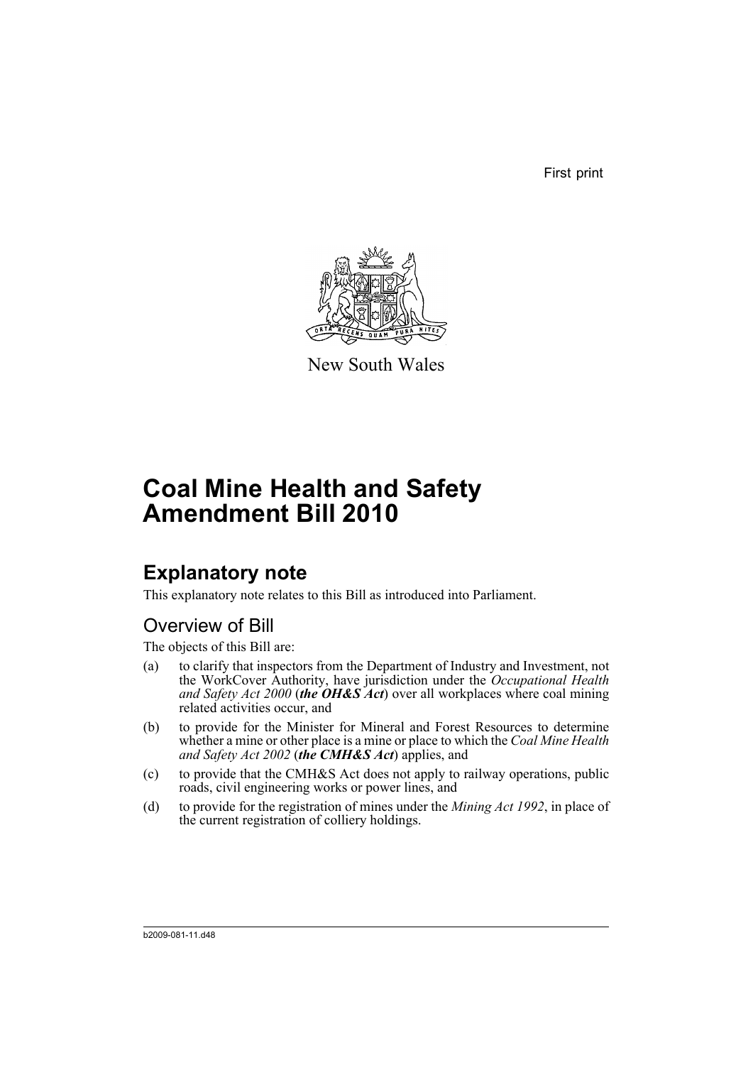First print

New South Wales

# Coal Mine Health and Safety Amendment Bill 2010

## Explanatory note

This explanatory note relates to this Bill as introduced into Parliament.

### Overview of Bill

The objects of this Bill are:

(a) to clarify that inspectors from the Department of Industry and Investment, not the WorkCover Authority, have jurisdiction under the *Occupational Health and Safety Act 2000* (***the OH&S Act***) over all workplaces where coal mining related activities occur, and

(b) to provide for the Minister for Mineral and Forest Resources to determine whether a mine or other place is a mine or place to which the *Coal Mine Health and Safety Act 2002* (***the CMH&S Act***) applies, and

(c) to provide that the CMH&S Act does not apply to railway operations, public roads, civil engineering works or power lines, and

(d) to provide for the registration of mines under the *Mining Act 1992*, in place of the current registration of colliery holdings.

b2009-081-11.d48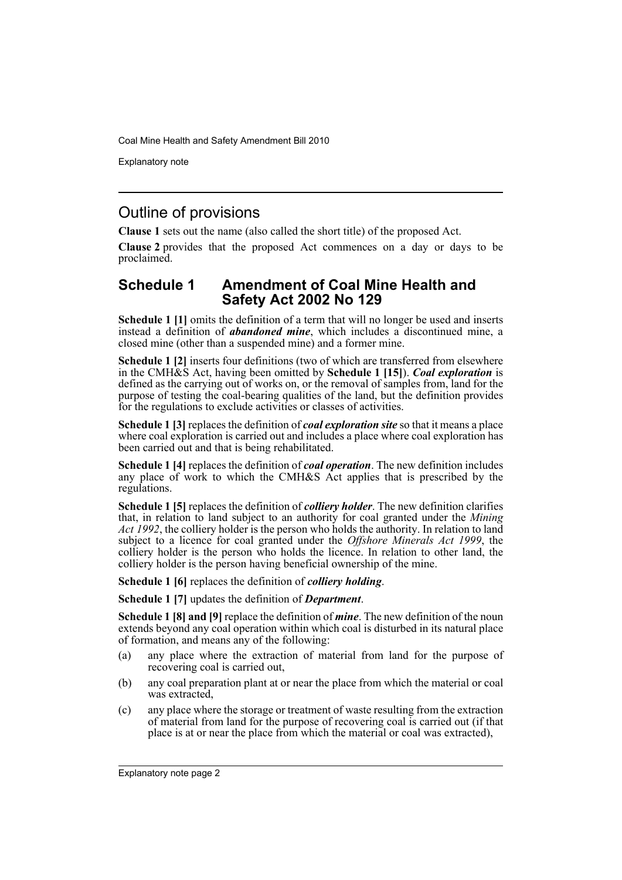## Outline of provisions

**Clause 1** sets out the name (also called the short title) of the proposed Act.

**Clause 2** provides that the proposed Act commences on a day or days to be proclaimed.

## Schedule 1 Amendment of Coal Mine Health and Safety Act 2002 No 129

**Schedule 1 [1]** omits the definition of a term that will no longer be used and inserts instead a definition of ***abandoned mine***, which includes a discontinued mine, a closed mine (other than a suspended mine) and a former mine.

**Schedule 1 [2]** inserts four definitions (two of which are transferred from elsewhere in the CMH&S Act, having been omitted by **Schedule 1 [15]**). ***Coal exploration*** is defined as the carrying out of works on, or the removal of samples from, land for the purpose of testing the coal-bearing qualities of the land, but the definition provides for the regulations to exclude activities or classes of activities.

**Schedule 1 [3]** replaces the definition of ***coal exploration site*** so that it means a place where coal exploration is carried out and includes a place where coal exploration has been carried out and that is being rehabilitated.

**Schedule 1 [4]** replaces the definition of ***coal operation***. The new definition includes any place of work to which the CMH&S Act applies that is prescribed by the regulations.

**Schedule 1 [5]** replaces the definition of ***colliery holder***. The new definition clarifies that, in relation to land subject to an authority for coal granted under the *Mining Act 1992*, the colliery holder is the person who holds the authority. In relation to land subject to a licence for coal granted under the *Offshore Minerals Act 1999*, the colliery holder is the person who holds the licence. In relation to other land, the colliery holder is the person having beneficial ownership of the mine.

**Schedule 1 [6]** replaces the definition of ***colliery holding***.

**Schedule 1 [7]** updates the definition of ***Department***.

**Schedule 1 [8] and [9]** replace the definition of ***mine***. The new definition of the noun extends beyond any coal operation within which coal is disturbed in its natural place of formation, and means any of the following:

(a) any place where the extraction of material from land for the purpose of recovering coal is carried out,

(b) any coal preparation plant at or near the place from which the material or coal was extracted,

(c) any place where the storage or treatment of waste resulting from the extraction of material from land for the purpose of recovering coal is carried out (if that place is at or near the place from which the material or coal was extracted),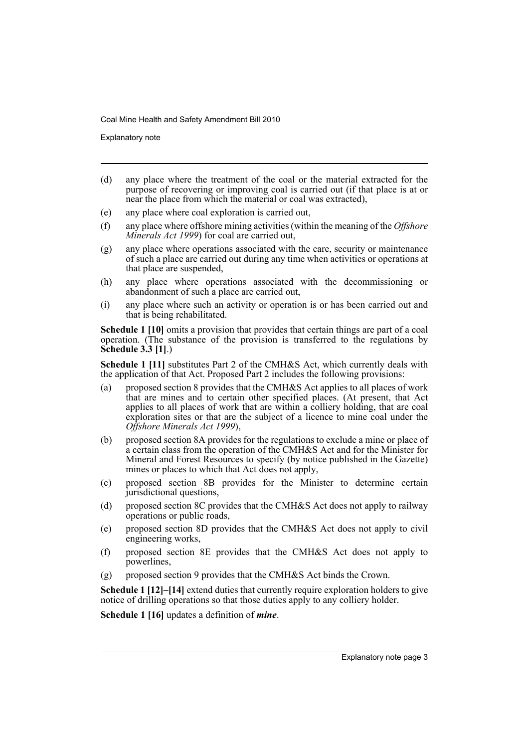(d) any place where the treatment of the coal or the material extracted for the purpose of recovering or improving coal is carried out (if that place is at or near the place from which the material or coal was extracted),

(e) any place where coal exploration is carried out,

(f) any place where offshore mining activities (within the meaning of the *Offshore Minerals Act 1999*) for coal are carried out,

(g) any place where operations associated with the care, security or maintenance of such a place are carried out during any time when activities or operations at that place are suspended,

(h) any place where operations associated with the decommissioning or abandonment of such a place are carried out,

(i) any place where such an activity or operation is or has been carried out and that is being rehabilitated.

**Schedule 1 [10]** omits a provision that provides that certain things are part of a coal operation. (The substance of the provision is transferred to the regulations by **Schedule 3.3 [1]**.)

**Schedule 1 [11]** substitutes Part 2 of the CMH&S Act, which currently deals with the application of that Act. Proposed Part 2 includes the following provisions:

(a) proposed section 8 provides that the CMH&S Act applies to all places of work that are mines and to certain other specified places. (At present, that Act applies to all places of work that are within a colliery holding, that are coal exploration sites or that are the subject of a licence to mine coal under the *Offshore Minerals Act 1999*),

(b) proposed section 8A provides for the regulations to exclude a mine or place of a certain class from the operation of the CMH&S Act and for the Minister for Mineral and Forest Resources to specify (by notice published in the Gazette) mines or places to which that Act does not apply,

(c) proposed section 8B provides for the Minister to determine certain jurisdictional questions,

(d) proposed section 8C provides that the CMH&S Act does not apply to railway operations or public roads,

(e) proposed section 8D provides that the CMH&S Act does not apply to civil engineering works,

(f) proposed section 8E provides that the CMH&S Act does not apply to powerlines,

(g) proposed section 9 provides that the CMH&S Act binds the Crown.

**Schedule 1 [12]–[14]** extend duties that currently require exploration holders to give notice of drilling operations so that those duties apply to any colliery holder.

**Schedule 1 [16]** updates a definition of ***mine***.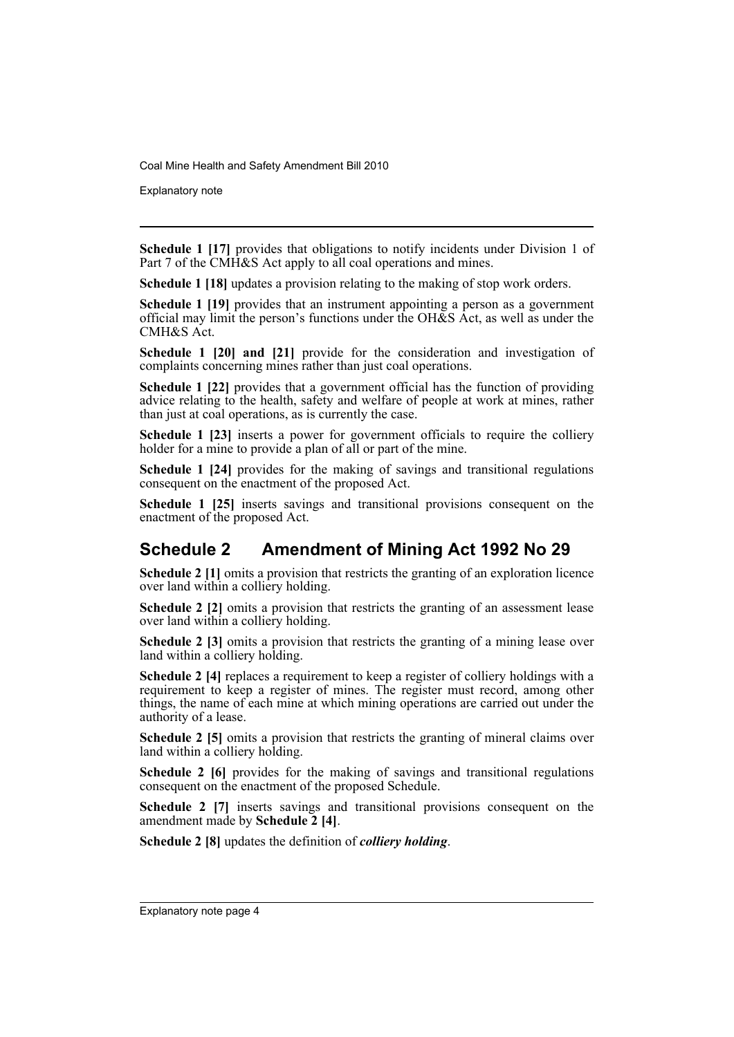**Schedule 1 [17]** provides that obligations to notify incidents under Division 1 of Part 7 of the CMH&S Act apply to all coal operations and mines.

**Schedule 1 [18]** updates a provision relating to the making of stop work orders.

**Schedule 1 [19]** provides that an instrument appointing a person as a government official may limit the person's functions under the OH&S Act, as well as under the CMH&S Act.

**Schedule 1 [20] and [21]** provide for the consideration and investigation of complaints concerning mines rather than just coal operations.

**Schedule 1 [22]** provides that a government official has the function of providing advice relating to the health, safety and welfare of people at work at mines, rather than just at coal operations, as is currently the case.

**Schedule 1 [23]** inserts a power for government officials to require the colliery holder for a mine to provide a plan of all or part of the mine.

**Schedule 1 [24]** provides for the making of savings and transitional regulations consequent on the enactment of the proposed Act.

**Schedule 1 [25]** inserts savings and transitional provisions consequent on the enactment of the proposed Act.

## Schedule 2 Amendment of Mining Act 1992 No 29

**Schedule 2 [1]** omits a provision that restricts the granting of an exploration licence over land within a colliery holding.

**Schedule 2 [2]** omits a provision that restricts the granting of an assessment lease over land within a colliery holding.

**Schedule 2 [3]** omits a provision that restricts the granting of a mining lease over land within a colliery holding.

**Schedule 2 [4]** replaces a requirement to keep a register of colliery holdings with a requirement to keep a register of mines. The register must record, among other things, the name of each mine at which mining operations are carried out under the authority of a lease.

**Schedule 2 [5]** omits a provision that restricts the granting of mineral claims over land within a colliery holding.

**Schedule 2 [6]** provides for the making of savings and transitional regulations consequent on the enactment of the proposed Schedule.

**Schedule 2 [7]** inserts savings and transitional provisions consequent on the amendment made by **Schedule 2 [4]**.

**Schedule 2 [8]** updates the definition of ***colliery holding***.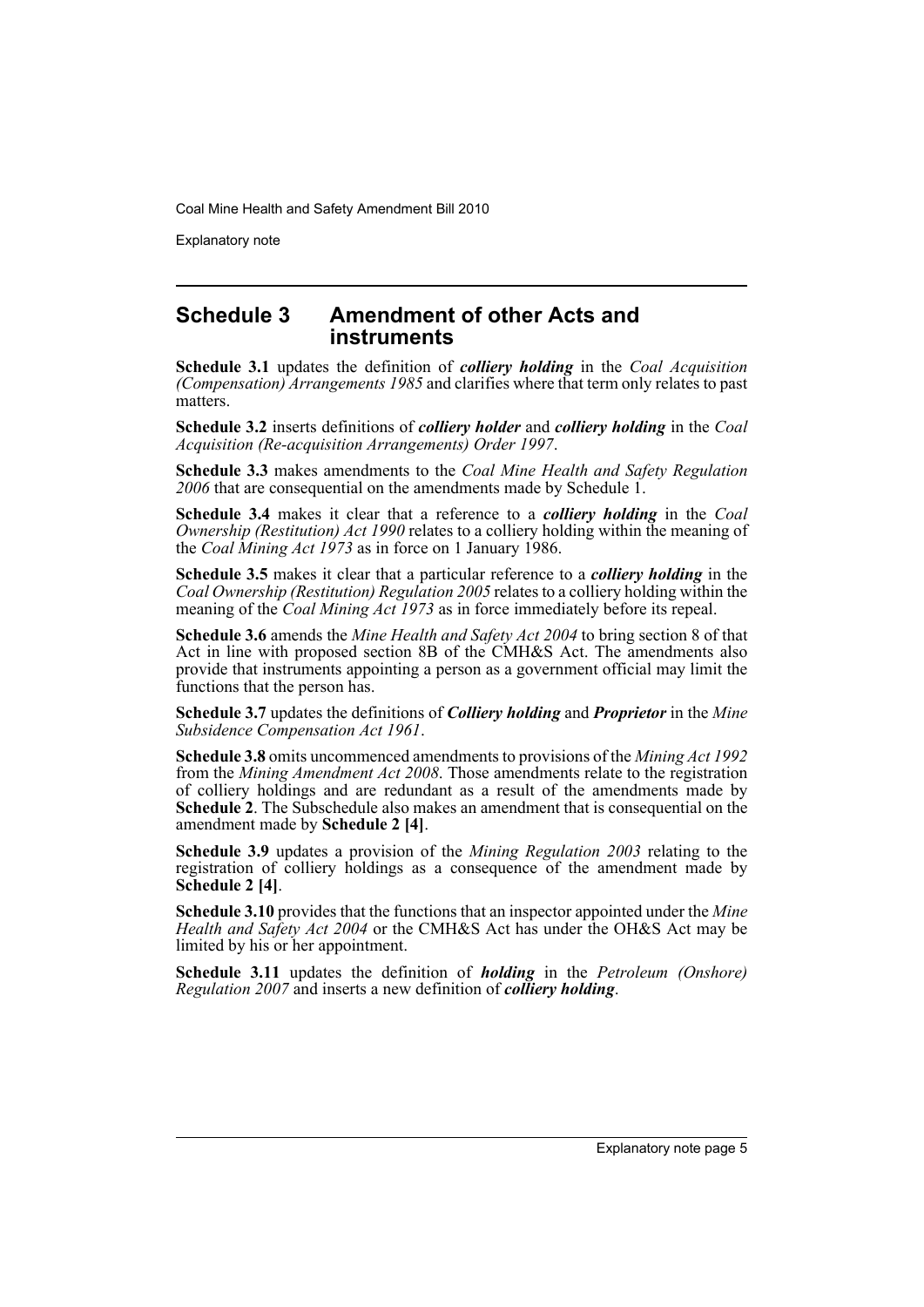## Schedule 3 Amendment of other Acts and instruments

**Schedule 3.1** updates the definition of ***colliery holding*** in the *Coal Acquisition (Compensation) Arrangements 1985* and clarifies where that term only relates to past matters.

**Schedule 3.2** inserts definitions of ***colliery holder*** and ***colliery holding*** in the *Coal Acquisition (Re-acquisition Arrangements) Order 1997*.

**Schedule 3.3** makes amendments to the *Coal Mine Health and Safety Regulation 2006* that are consequential on the amendments made by Schedule 1.

**Schedule 3.4** makes it clear that a reference to a ***colliery holding*** in the *Coal Ownership (Restitution) Act 1990* relates to a colliery holding within the meaning of the *Coal Mining Act 1973* as in force on 1 January 1986.

**Schedule 3.5** makes it clear that a particular reference to a ***colliery holding*** in the *Coal Ownership (Restitution) Regulation 2005* relates to a colliery holding within the meaning of the *Coal Mining Act 1973* as in force immediately before its repeal.

**Schedule 3.6** amends the *Mine Health and Safety Act 2004* to bring section 8 of that Act in line with proposed section 8B of the CMH&S Act. The amendments also provide that instruments appointing a person as a government official may limit the functions that the person has.

**Schedule 3.7** updates the definitions of ***Colliery holding*** and ***Proprietor*** in the *Mine Subsidence Compensation Act 1961*.

**Schedule 3.8** omits uncommenced amendments to provisions of the *Mining Act 1992* from the *Mining Amendment Act 2008*. Those amendments relate to the registration of colliery holdings and are redundant as a result of the amendments made by **Schedule 2**. The Subschedule also makes an amendment that is consequential on the amendment made by **Schedule 2 [4]**.

**Schedule 3.9** updates a provision of the *Mining Regulation 2003* relating to the registration of colliery holdings as a consequence of the amendment made by **Schedule 2 [4]**.

**Schedule 3.10** provides that the functions that an inspector appointed under the *Mine Health and Safety Act 2004* or the CMH&S Act has under the OH&S Act may be limited by his or her appointment.

**Schedule 3.11** updates the definition of ***holding*** in the *Petroleum (Onshore) Regulation 2007* and inserts a new definition of ***colliery holding***.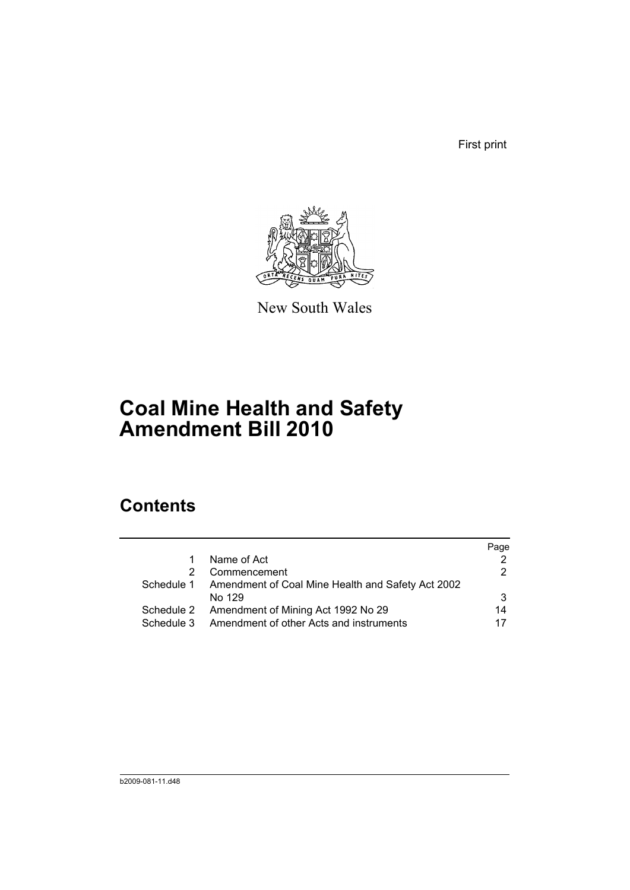First print

New South Wales

# Coal Mine Health and Safety Amendment Bill 2010

## Contents

| | | Page |
|---|---|---|
| 1 | Name of Act | 2 |
| 2 | Commencement | 2 |
| Schedule 1 | Amendment of Coal Mine Health and Safety Act 2002 No 129 | 3 |
| Schedule 2 | Amendment of Mining Act 1992 No 29 | 14 |
| Schedule 3 | Amendment of other Acts and instruments | 17 |

b2009-081-11.d48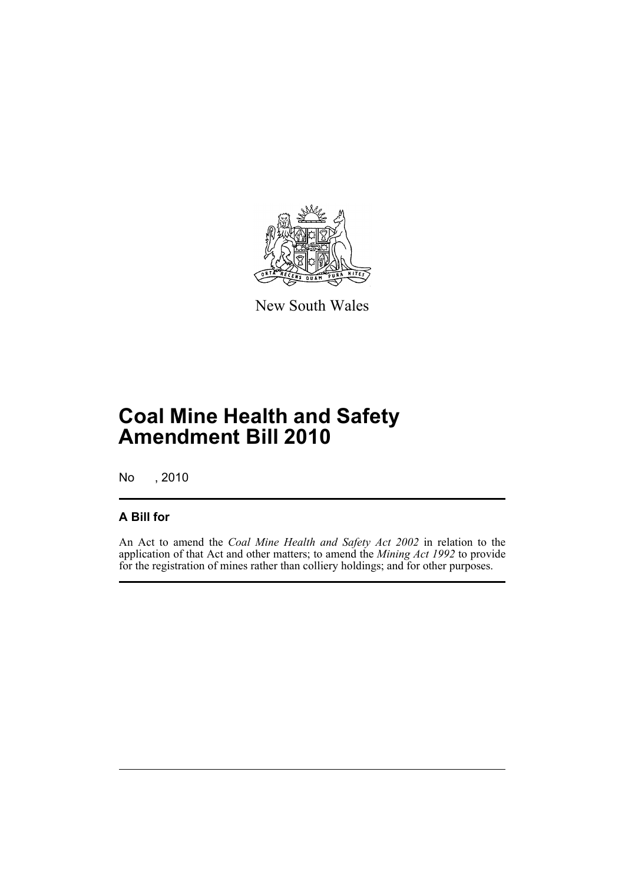New South Wales

# Coal Mine Health and Safety Amendment Bill 2010

No , 2010

## A Bill for

An Act to amend the *Coal Mine Health and Safety Act 2002* in relation to the application of that Act and other matters; to amend the *Mining Act 1992* to provide for the registration of mines rather than colliery holdings; and for other purposes.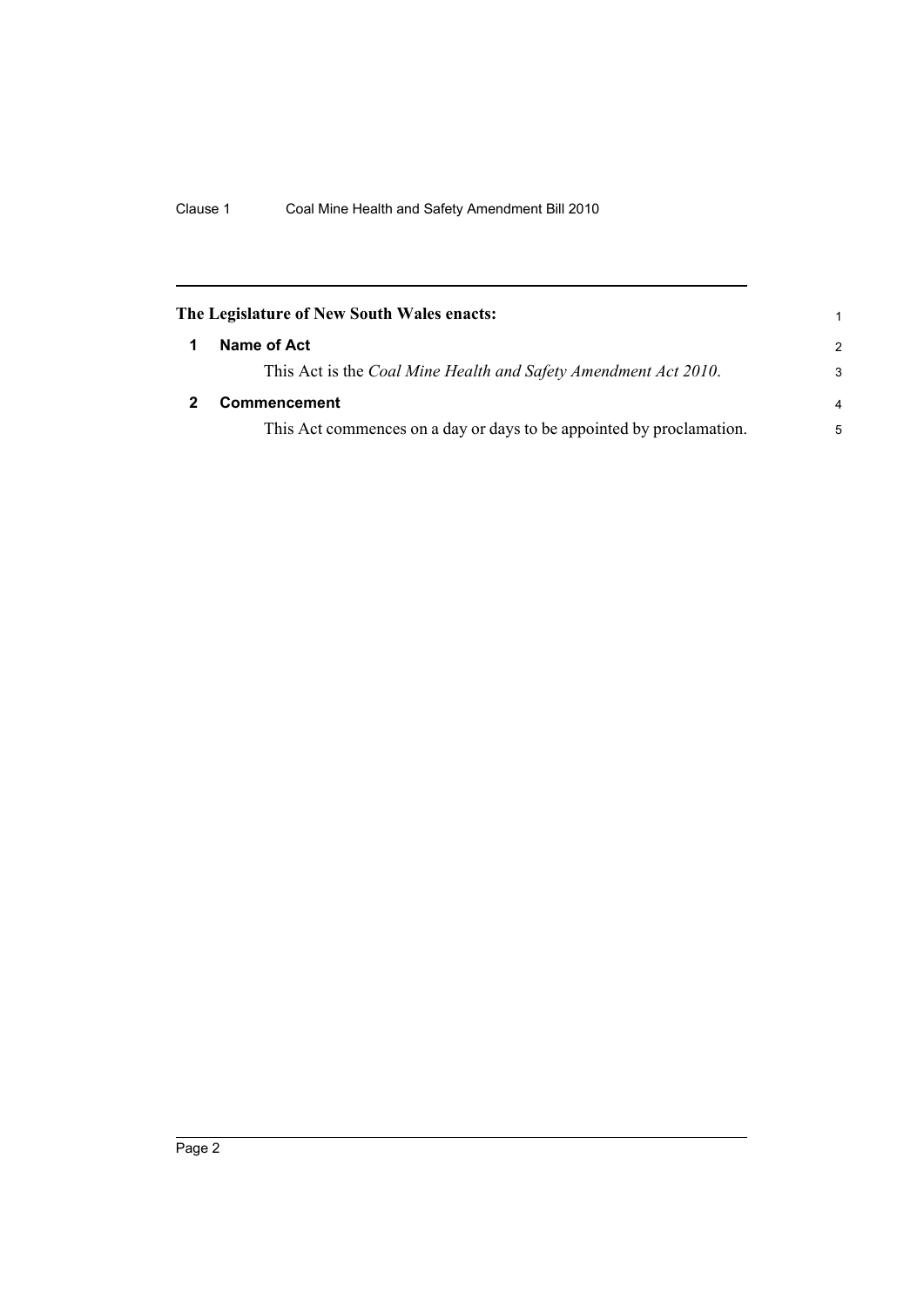**The Legislature of New South Wales enacts:**

## 1 Name of Act

This Act is the *Coal Mine Health and Safety Amendment Act 2010*.

## 2 Commencement

This Act commences on a day or days to be appointed by proclamation.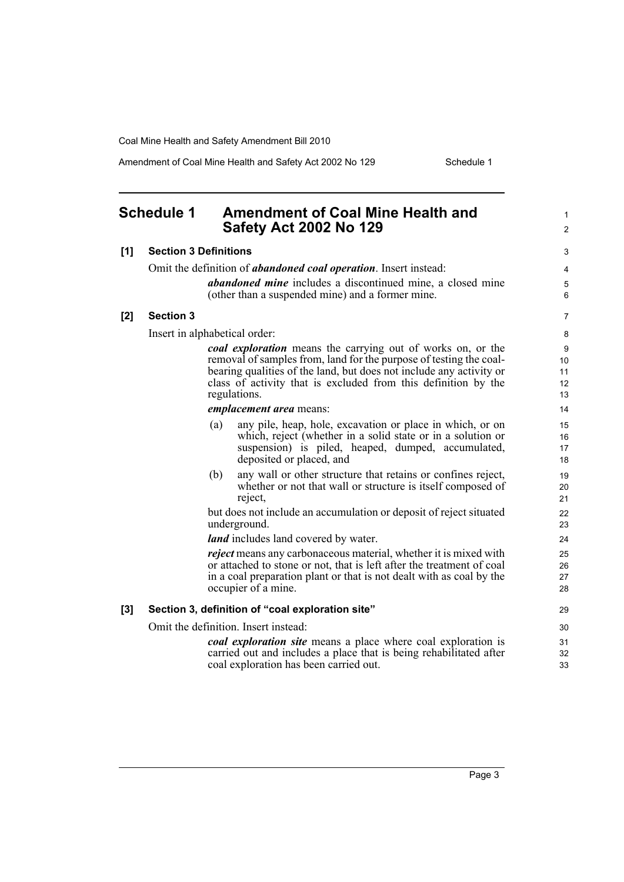## Schedule 1 Amendment of Coal Mine Health and Safety Act 2002 No 129

### [1] Section 3 Definitions

Omit the definition of ***abandoned coal operation***. Insert instead:

> ***abandoned mine*** includes a discontinued mine, a closed mine (other than a suspended mine) and a former mine.

### [2] Section 3

Insert in alphabetical order:

> ***coal exploration*** means the carrying out of works on, or the removal of samples from, land for the purpose of testing the coal-bearing qualities of the land, but does not include any activity or class of activity that is excluded from this definition by the regulations.
>
> ***emplacement area*** means:
>
> (a) any pile, heap, hole, excavation or place in which, or on which, reject (whether in a solid state or in a solution or suspension) is piled, heaped, dumped, accumulated, deposited or placed, and
>
> (b) any wall or other structure that retains or confines reject, whether or not that wall or structure is itself composed of reject,
>
> but does not include an accumulation or deposit of reject situated underground.
>
> ***land*** includes land covered by water.
>
> ***reject*** means any carbonaceous material, whether it is mixed with or attached to stone or not, that is left after the treatment of coal in a coal preparation plant or that is not dealt with as coal by the occupier of a mine.

### [3] Section 3, definition of "coal exploration site"

Omit the definition. Insert instead:

> ***coal exploration site*** means a place where coal exploration is carried out and includes a place that is being rehabilitated after coal exploration has been carried out.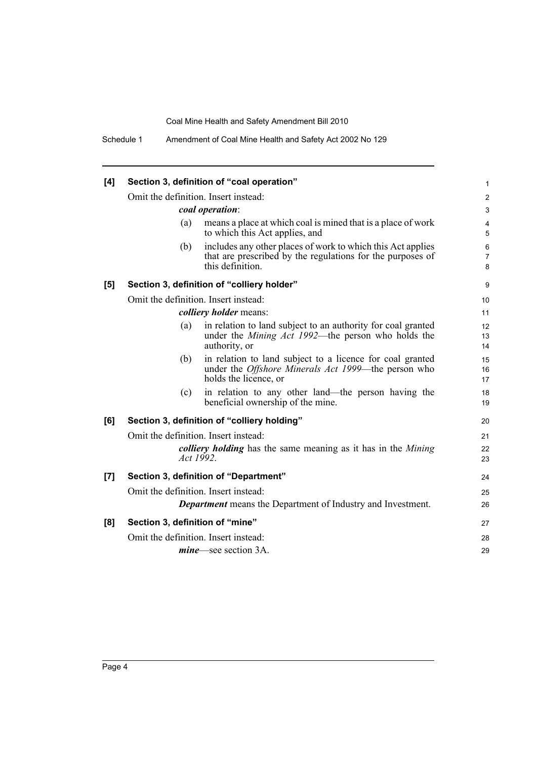**[4] Section 3, definition of "coal operation"**

Omit the definition. Insert instead:

> ***coal operation***:
>
> (a) means a place at which coal is mined that is a place of work to which this Act applies, and
>
> (b) includes any other places of work to which this Act applies that are prescribed by the regulations for the purposes of this definition.

**[5] Section 3, definition of "colliery holder"**

Omit the definition. Insert instead:

> ***colliery holder*** means:
>
> (a) in relation to land subject to an authority for coal granted under the *Mining Act 1992*—the person who holds the authority, or
>
> (b) in relation to land subject to a licence for coal granted under the *Offshore Minerals Act 1999*—the person who holds the licence, or
>
> (c) in relation to any other land—the person having the beneficial ownership of the mine.

**[6] Section 3, definition of "colliery holding"**

Omit the definition. Insert instead:

> ***colliery holding*** has the same meaning as it has in the *Mining Act 1992*.

**[7] Section 3, definition of "Department"**

Omit the definition. Insert instead:

> ***Department*** means the Department of Industry and Investment.

**[8] Section 3, definition of "mine"**

Omit the definition. Insert instead:

> ***mine***—see section 3A.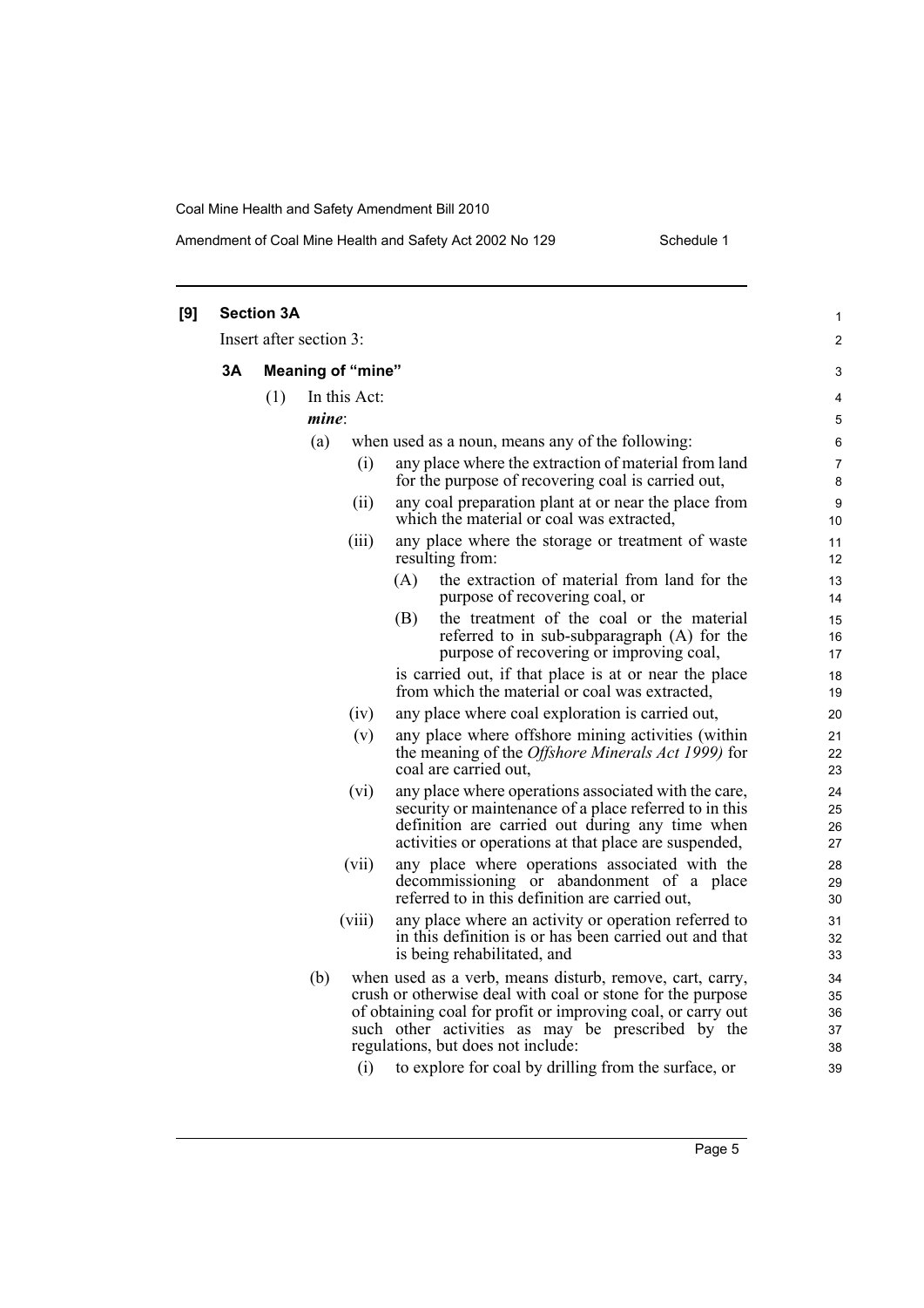**[9] Section 3A**

Insert after section 3:

**3A Meaning of "mine"**

(1) In this Act:

***mine***:

(a) when used as a noun, means any of the following:

(i) any place where the extraction of material from land for the purpose of recovering coal is carried out,

(ii) any coal preparation plant at or near the place from which the material or coal was extracted,

(iii) any place where the storage or treatment of waste resulting from:

(A) the extraction of material from land for the purpose of recovering coal, or

(B) the treatment of the coal or the material referred to in sub-subparagraph (A) for the purpose of recovering or improving coal,

is carried out, if that place is at or near the place from which the material or coal was extracted,

(iv) any place where coal exploration is carried out,

(v) any place where offshore mining activities (within the meaning of the *Offshore Minerals Act 1999)* for coal are carried out,

(vi) any place where operations associated with the care, security or maintenance of a place referred to in this definition are carried out during any time when activities or operations at that place are suspended,

(vii) any place where operations associated with the decommissioning or abandonment of a place referred to in this definition are carried out,

(viii) any place where an activity or operation referred to in this definition is or has been carried out and that is being rehabilitated, and

(b) when used as a verb, means disturb, remove, cart, carry, crush or otherwise deal with coal or stone for the purpose of obtaining coal for profit or improving coal, or carry out such other activities as may be prescribed by the regulations, but does not include:

(i) to explore for coal by drilling from the surface, or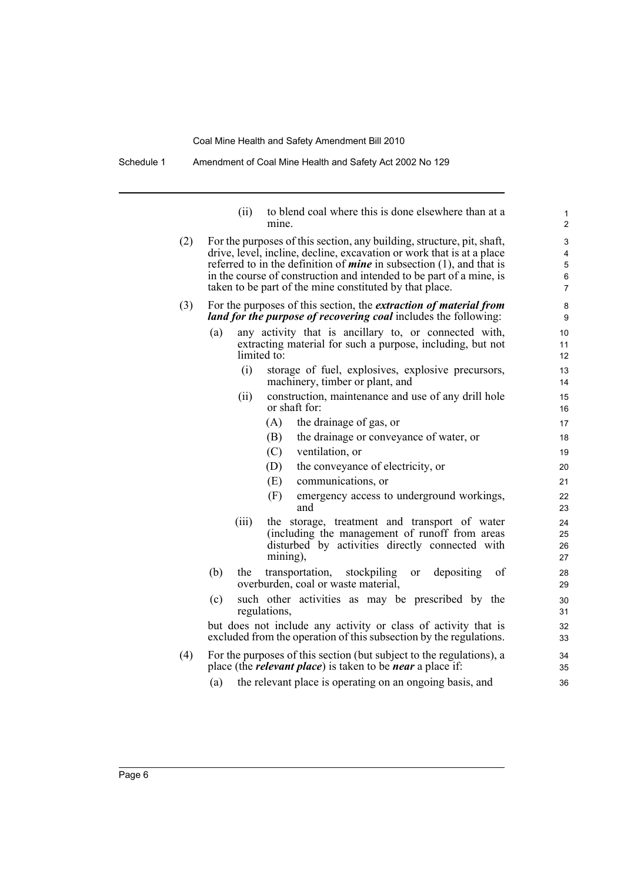(ii) to blend coal where this is done elsewhere than at a mine.

(2) For the purposes of this section, any building, structure, pit, shaft, drive, level, incline, decline, excavation or work that is at a place referred to in the definition of ***mine*** in subsection (1), and that is in the course of construction and intended to be part of a mine, is taken to be part of the mine constituted by that place.

(3) For the purposes of this section, the ***extraction of material from land for the purpose of recovering coal*** includes the following:

(a) any activity that is ancillary to, or connected with, extracting material for such a purpose, including, but not limited to:

(i) storage of fuel, explosives, explosive precursors, machinery, timber or plant, and

(ii) construction, maintenance and use of any drill hole or shaft for:

(A) the drainage of gas, or

(B) the drainage or conveyance of water, or

(C) ventilation, or

(D) the conveyance of electricity, or

(E) communications, or

(F) emergency access to underground workings, and

(iii) the storage, treatment and transport of water (including the management of runoff from areas disturbed by activities directly connected with mining),

(b) the transportation, stockpiling or depositing of overburden, coal or waste material,

(c) such other activities as may be prescribed by the regulations,

but does not include any activity or class of activity that is excluded from the operation of this subsection by the regulations.

(4) For the purposes of this section (but subject to the regulations), a place (the ***relevant place***) is taken to be ***near*** a place if:

(a) the relevant place is operating on an ongoing basis, and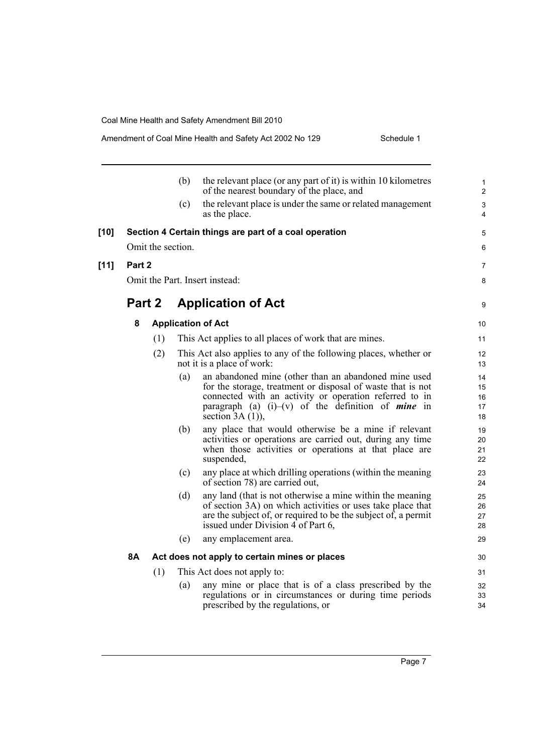(b) the relevant place (or any part of it) is within 10 kilometres of the nearest boundary of the place, and

(c) the relevant place is under the same or related management as the place.

**[10] Section 4 Certain things are part of a coal operation**

Omit the section.

**[11] Part 2**

Omit the Part. Insert instead:

## Part 2 Application of Act

### 8 Application of Act

(1) This Act applies to all places of work that are mines.

(2) This Act also applies to any of the following places, whether or not it is a place of work:

(a) an abandoned mine (other than an abandoned mine used for the storage, treatment or disposal of waste that is not connected with an activity or operation referred to in paragraph (a) (i)–(v) of the definition of ***mine*** in section 3A (1)),

(b) any place that would otherwise be a mine if relevant activities or operations are carried out, during any time when those activities or operations at that place are suspended,

(c) any place at which drilling operations (within the meaning of section 78) are carried out,

(d) any land (that is not otherwise a mine within the meaning of section 3A) on which activities or uses take place that are the subject of, or required to be the subject of, a permit issued under Division 4 of Part 6,

(e) any emplacement area.

### 8A Act does not apply to certain mines or places

(1) This Act does not apply to:

(a) any mine or place that is of a class prescribed by the regulations or in circumstances or during time periods prescribed by the regulations, or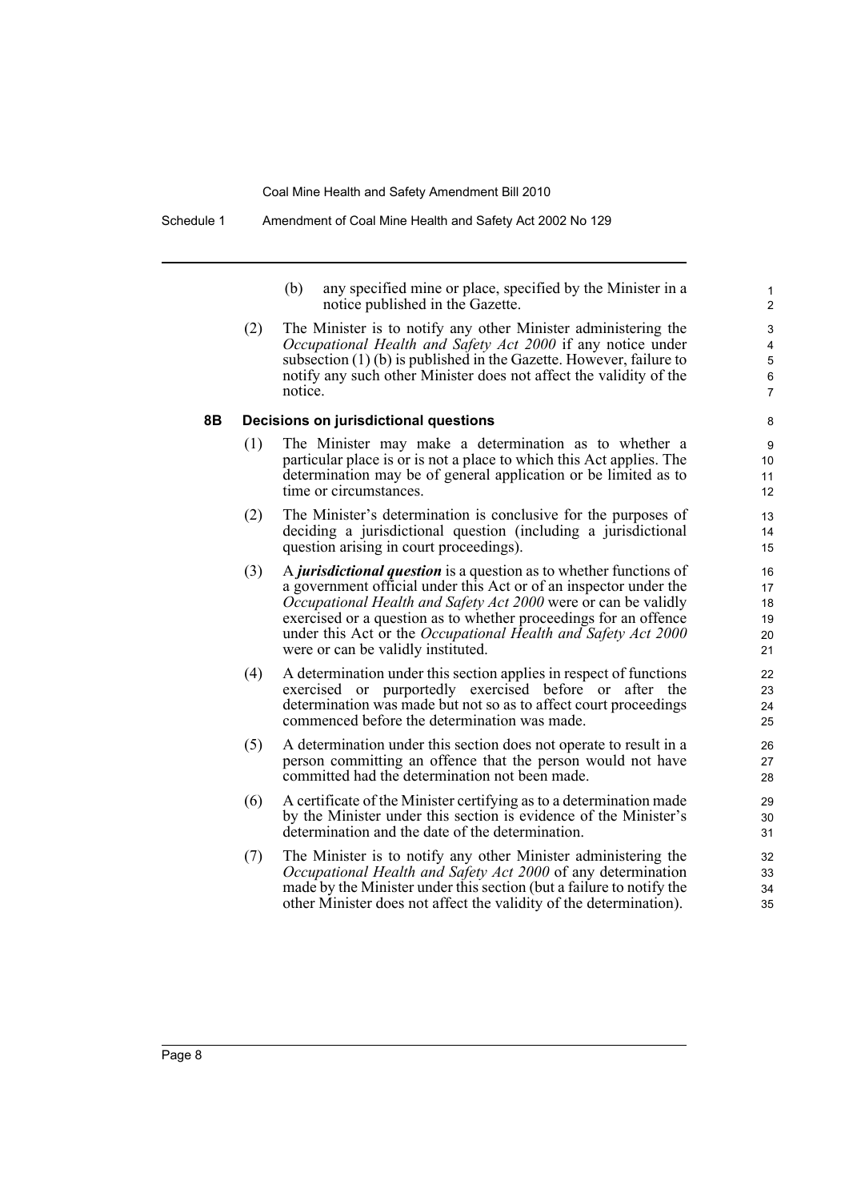(b) any specified mine or place, specified by the Minister in a notice published in the Gazette.

(2) The Minister is to notify any other Minister administering the *Occupational Health and Safety Act 2000* if any notice under subsection (1) (b) is published in the Gazette. However, failure to notify any such other Minister does not affect the validity of the notice.

**8B Decisions on jurisdictional questions**

(1) The Minister may make a determination as to whether a particular place is or is not a place to which this Act applies. The determination may be of general application or be limited as to time or circumstances.

(2) The Minister's determination is conclusive for the purposes of deciding a jurisdictional question (including a jurisdictional question arising in court proceedings).

(3) A ***jurisdictional question*** is a question as to whether functions of a government official under this Act or of an inspector under the *Occupational Health and Safety Act 2000* were or can be validly exercised or a question as to whether proceedings for an offence under this Act or the *Occupational Health and Safety Act 2000* were or can be validly instituted.

(4) A determination under this section applies in respect of functions exercised or purportedly exercised before or after the determination was made but not so as to affect court proceedings commenced before the determination was made.

(5) A determination under this section does not operate to result in a person committing an offence that the person would not have committed had the determination not been made.

(6) A certificate of the Minister certifying as to a determination made by the Minister under this section is evidence of the Minister's determination and the date of the determination.

(7) The Minister is to notify any other Minister administering the *Occupational Health and Safety Act 2000* of any determination made by the Minister under this section (but a failure to notify the other Minister does not affect the validity of the determination).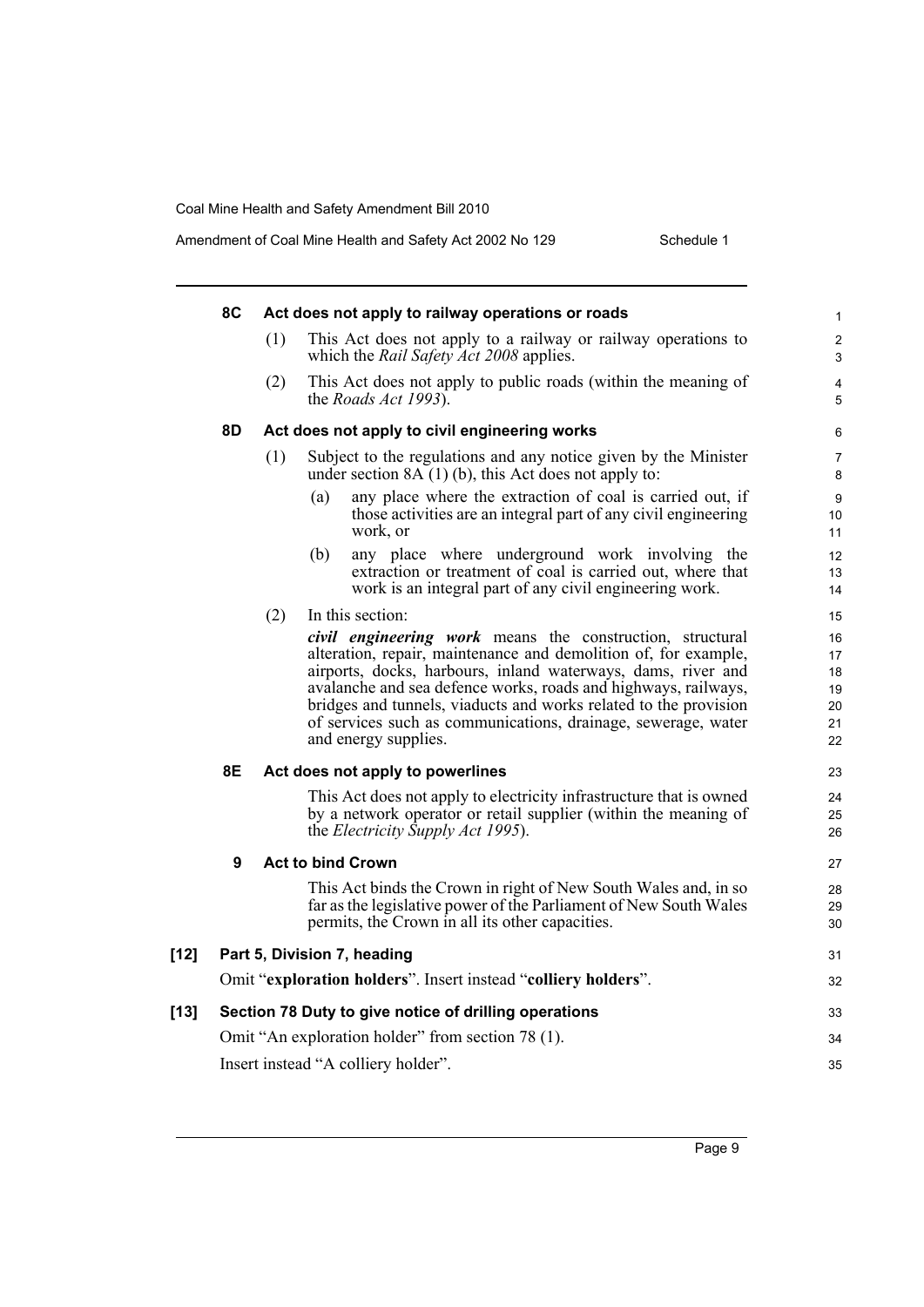#### 8C Act does not apply to railway operations or roads

(1) This Act does not apply to a railway or railway operations to which the *Rail Safety Act 2008* applies.

(2) This Act does not apply to public roads (within the meaning of the *Roads Act 1993*).

#### 8D Act does not apply to civil engineering works

(1) Subject to the regulations and any notice given by the Minister under section 8A (1) (b), this Act does not apply to:

- (a) any place where the extraction of coal is carried out, if those activities are an integral part of any civil engineering work, or
- (b) any place where underground work involving the extraction or treatment of coal is carried out, where that work is an integral part of any civil engineering work.

(2) In this section:

***civil engineering work*** means the construction, structural alteration, repair, maintenance and demolition of, for example, airports, docks, harbours, inland waterways, dams, river and avalanche and sea defence works, roads and highways, railways, bridges and tunnels, viaducts and works related to the provision of services such as communications, drainage, sewerage, water and energy supplies.

#### 8E Act does not apply to powerlines

This Act does not apply to electricity infrastructure that is owned by a network operator or retail supplier (within the meaning of the *Electricity Supply Act 1995*).

#### 9 Act to bind Crown

This Act binds the Crown in right of New South Wales and, in so far as the legislative power of the Parliament of New South Wales permits, the Crown in all its other capacities.

### [12] Part 5, Division 7, heading

Omit "**exploration holders**". Insert instead "**colliery holders**".

### [13] Section 78 Duty to give notice of drilling operations

Omit "An exploration holder" from section 78 (1).

Insert instead "A colliery holder".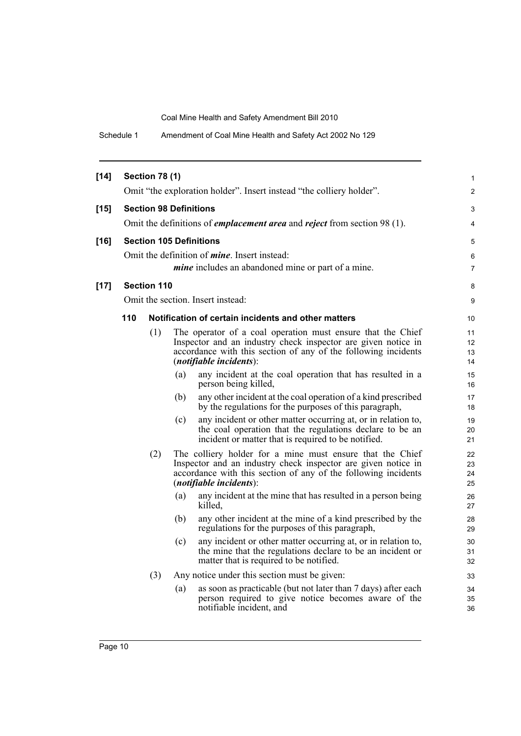**[14] Section 78 (1)**

Omit "the exploration holder". Insert instead "the colliery holder".

**[15] Section 98 Definitions**

Omit the definitions of ***emplacement area*** and ***reject*** from section 98 (1).

**[16] Section 105 Definitions**

Omit the definition of ***mine***. Insert instead:

> ***mine*** includes an abandoned mine or part of a mine.

**[17] Section 110**

Omit the section. Insert instead:

**110 Notification of certain incidents and other matters**

(1) The operator of a coal operation must ensure that the Chief Inspector and an industry check inspector are given notice in accordance with this section of any of the following incidents (***notifiable incidents***):

(a) any incident at the coal operation that has resulted in a person being killed,

(b) any other incident at the coal operation of a kind prescribed by the regulations for the purposes of this paragraph,

(c) any incident or other matter occurring at, or in relation to, the coal operation that the regulations declare to be an incident or matter that is required to be notified.

(2) The colliery holder for a mine must ensure that the Chief Inspector and an industry check inspector are given notice in accordance with this section of any of the following incidents (***notifiable incidents***):

(a) any incident at the mine that has resulted in a person being killed,

(b) any other incident at the mine of a kind prescribed by the regulations for the purposes of this paragraph,

(c) any incident or other matter occurring at, or in relation to, the mine that the regulations declare to be an incident or matter that is required to be notified.

(3) Any notice under this section must be given:

(a) as soon as practicable (but not later than 7 days) after each person required to give notice becomes aware of the notifiable incident, and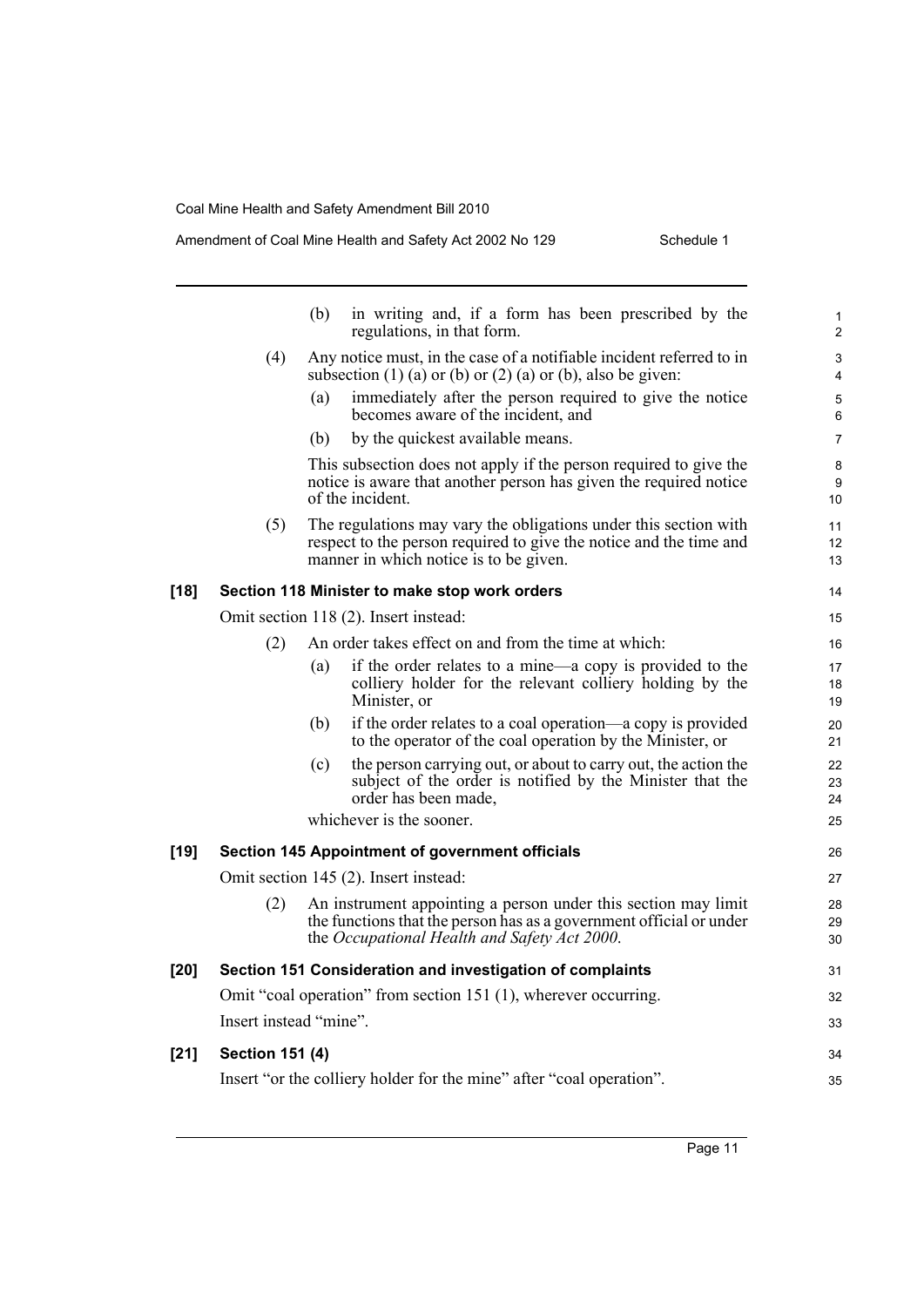(b) in writing and, if a form has been prescribed by the regulations, in that form.

(4) Any notice must, in the case of a notifiable incident referred to in subsection (1) (a) or (b) or (2) (a) or (b), also be given:

(a) immediately after the person required to give the notice becomes aware of the incident, and

(b) by the quickest available means.

This subsection does not apply if the person required to give the notice is aware that another person has given the required notice of the incident.

(5) The regulations may vary the obligations under this section with respect to the person required to give the notice and the time and manner in which notice is to be given.

**[18] Section 118 Minister to make stop work orders**

Omit section 118 (2). Insert instead:

(2) An order takes effect on and from the time at which:

(a) if the order relates to a mine—a copy is provided to the colliery holder for the relevant colliery holding by the Minister, or

(b) if the order relates to a coal operation—a copy is provided to the operator of the coal operation by the Minister, or

(c) the person carrying out, or about to carry out, the action the subject of the order is notified by the Minister that the order has been made,

whichever is the sooner.

**[19] Section 145 Appointment of government officials**

Omit section 145 (2). Insert instead:

(2) An instrument appointing a person under this section may limit the functions that the person has as a government official or under the *Occupational Health and Safety Act 2000*.

**[20] Section 151 Consideration and investigation of complaints**

Omit "coal operation" from section 151 (1), wherever occurring.

Insert instead "mine".

**[21] Section 151 (4)**

Insert "or the colliery holder for the mine" after "coal operation".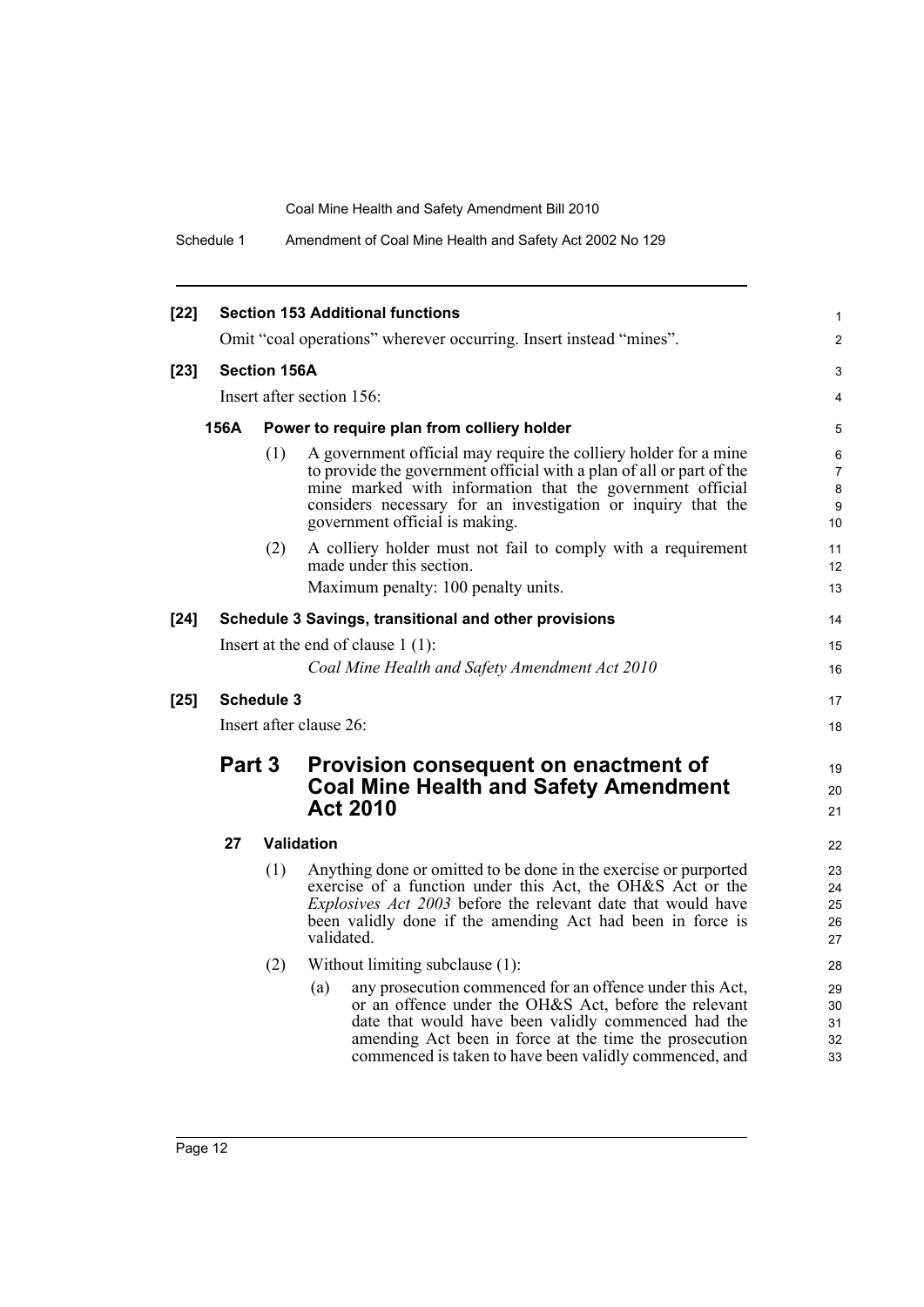**[22] Section 153 Additional functions**

Omit "coal operations" wherever occurring. Insert instead "mines".

**[23] Section 156A**

Insert after section 156:

**156A Power to require plan from colliery holder**

(1) A government official may require the colliery holder for a mine to provide the government official with a plan of all or part of the mine marked with information that the government official considers necessary for an investigation or inquiry that the government official is making.

(2) A colliery holder must not fail to comply with a requirement made under this section.

Maximum penalty: 100 penalty units.

**[24] Schedule 3 Savings, transitional and other provisions**

Insert at the end of clause 1 (1):

*Coal Mine Health and Safety Amendment Act 2010*

**[25] Schedule 3**

Insert after clause 26:

## Part 3 Provision consequent on enactment of Coal Mine Health and Safety Amendment Act 2010

**27 Validation**

(1) Anything done or omitted to be done in the exercise or purported exercise of a function under this Act, the OH&S Act or the *Explosives Act 2003* before the relevant date that would have been validly done if the amending Act had been in force is validated.

(2) Without limiting subclause (1):

(a) any prosecution commenced for an offence under this Act, or an offence under the OH&S Act, before the relevant date that would have been validly commenced had the amending Act been in force at the time the prosecution commenced is taken to have been validly commenced, and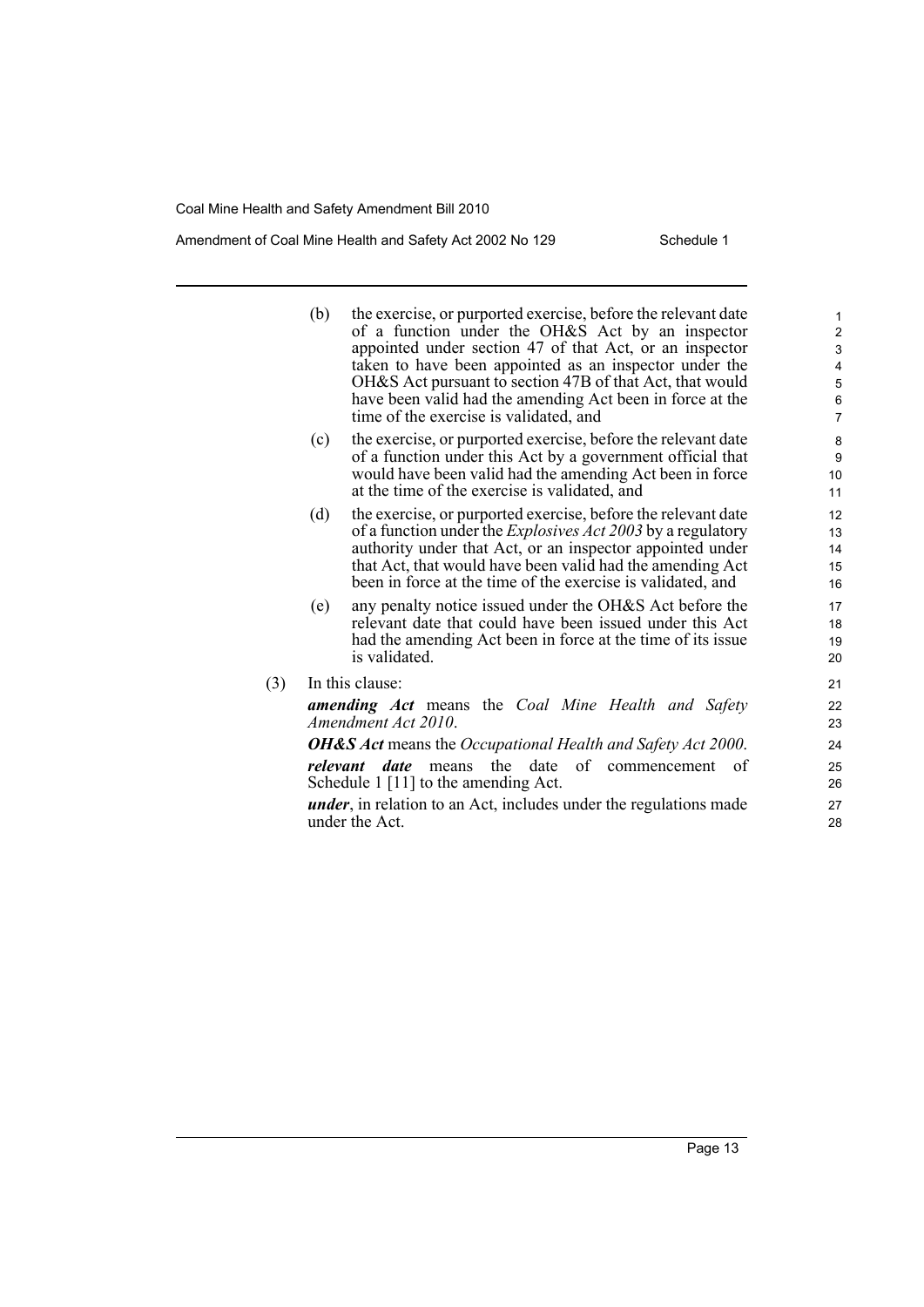(b) the exercise, or purported exercise, before the relevant date of a function under the OH&S Act by an inspector appointed under section 47 of that Act, or an inspector taken to have been appointed as an inspector under the OH&S Act pursuant to section 47B of that Act, that would have been valid had the amending Act been in force at the time of the exercise is validated, and

(c) the exercise, or purported exercise, before the relevant date of a function under this Act by a government official that would have been valid had the amending Act been in force at the time of the exercise is validated, and

(d) the exercise, or purported exercise, before the relevant date of a function under the *Explosives Act 2003* by a regulatory authority under that Act, or an inspector appointed under that Act, that would have been valid had the amending Act been in force at the time of the exercise is validated, and

(e) any penalty notice issued under the OH&S Act before the relevant date that could have been issued under this Act had the amending Act been in force at the time of its issue is validated.

(3) In this clause:

***amending Act*** means the *Coal Mine Health and Safety Amendment Act 2010*.

***OH&S Act*** means the *Occupational Health and Safety Act 2000*.

***relevant date*** means the date of commencement of Schedule 1 [11] to the amending Act.

***under***, in relation to an Act, includes under the regulations made under the Act.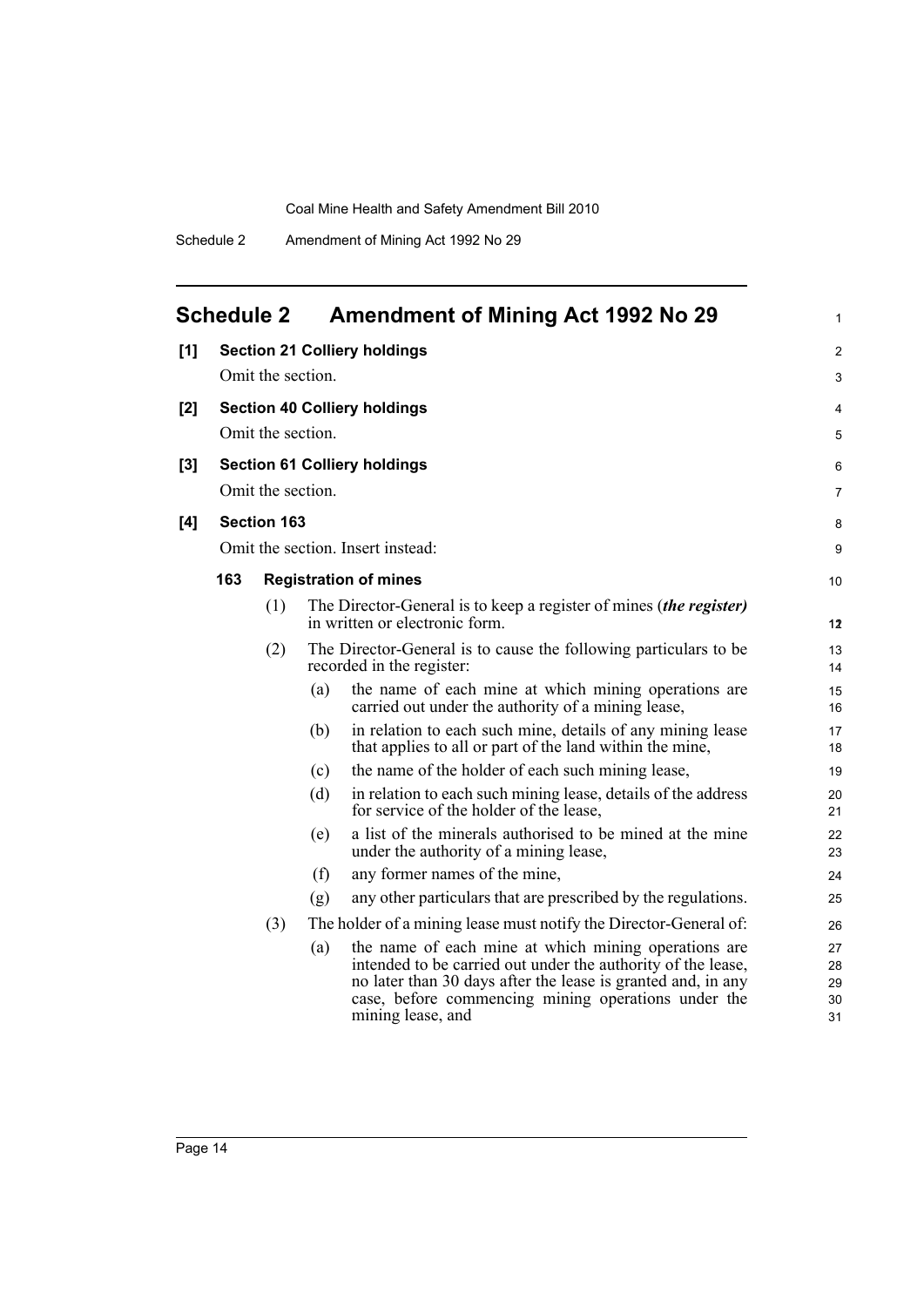## Schedule 2 Amendment of Mining Act 1992 No 29

**[1] Section 21 Colliery holdings**

Omit the section.

**[2] Section 40 Colliery holdings**

Omit the section.

**[3] Section 61 Colliery holdings**

Omit the section.

**[4] Section 163**

Omit the section. Insert instead:

**163 Registration of mines**

(1) The Director-General is to keep a register of mines (***the register)*** in written or electronic form.

(2) The Director-General is to cause the following particulars to be recorded in the register:

(a) the name of each mine at which mining operations are carried out under the authority of a mining lease,

(b) in relation to each such mine, details of any mining lease that applies to all or part of the land within the mine,

(c) the name of the holder of each such mining lease,

(d) in relation to each such mining lease, details of the address for service of the holder of the lease,

(e) a list of the minerals authorised to be mined at the mine under the authority of a mining lease,

(f) any former names of the mine,

(g) any other particulars that are prescribed by the regulations.

(3) The holder of a mining lease must notify the Director-General of:

(a) the name of each mine at which mining operations are intended to be carried out under the authority of the lease, no later than 30 days after the lease is granted and, in any case, before commencing mining operations under the mining lease, and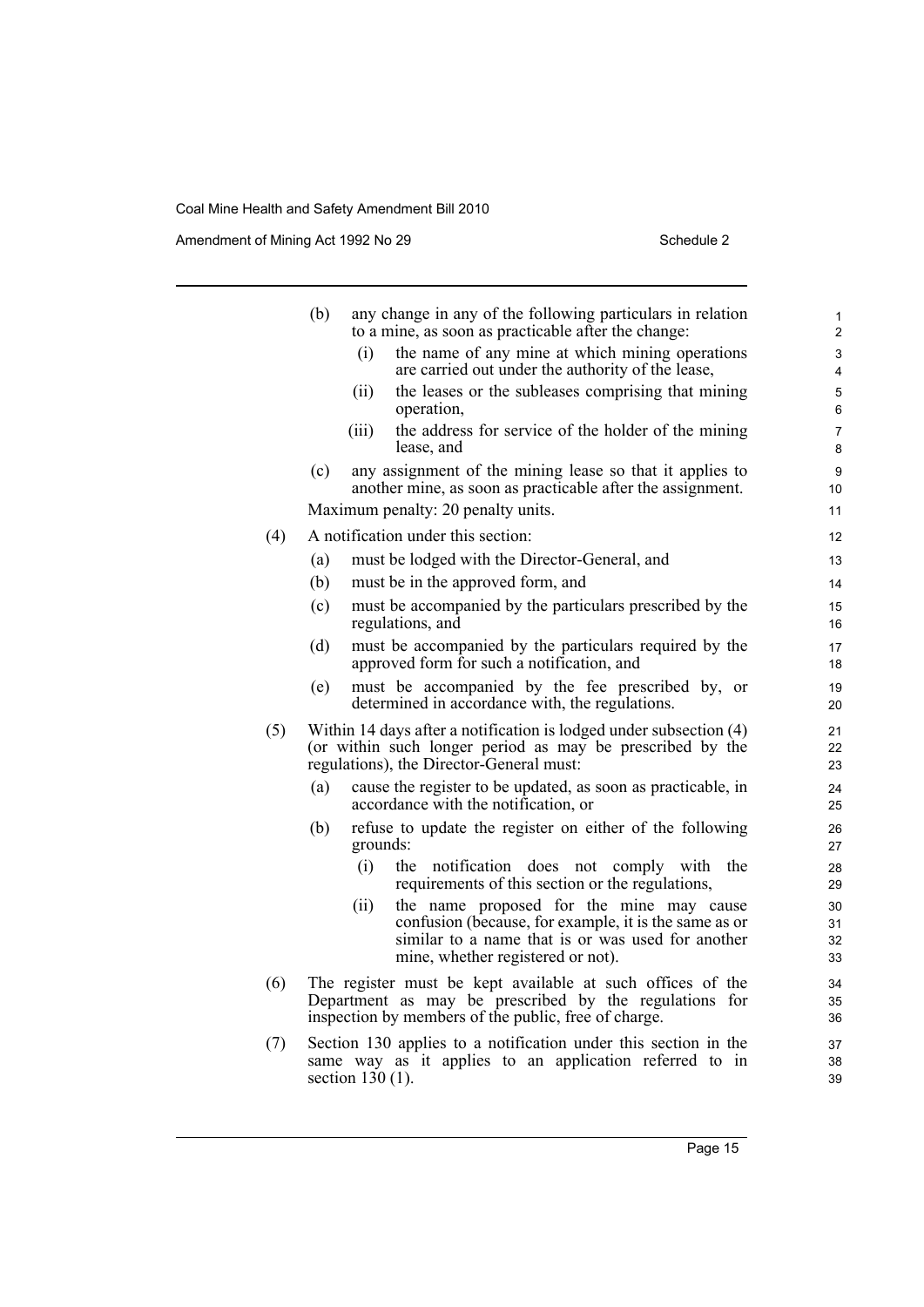(b) any change in any of the following particulars in relation to a mine, as soon as practicable after the change:

  (i) the name of any mine at which mining operations are carried out under the authority of the lease,

  (ii) the leases or the subleases comprising that mining operation,

  (iii) the address for service of the holder of the mining lease, and

(c) any assignment of the mining lease so that it applies to another mine, as soon as practicable after the assignment.

Maximum penalty: 20 penalty units.

(4) A notification under this section:

  (a) must be lodged with the Director-General, and

  (b) must be in the approved form, and

  (c) must be accompanied by the particulars prescribed by the regulations, and

  (d) must be accompanied by the particulars required by the approved form for such a notification, and

  (e) must be accompanied by the fee prescribed by, or determined in accordance with, the regulations.

(5) Within 14 days after a notification is lodged under subsection (4) (or within such longer period as may be prescribed by the regulations), the Director-General must:

  (a) cause the register to be updated, as soon as practicable, in accordance with the notification, or

  (b) refuse to update the register on either of the following grounds:

    (i) the notification does not comply with the requirements of this section or the regulations,

    (ii) the name proposed for the mine may cause confusion (because, for example, it is the same as or similar to a name that is or was used for another mine, whether registered or not).

(6) The register must be kept available at such offices of the Department as may be prescribed by the regulations for inspection by members of the public, free of charge.

(7) Section 130 applies to a notification under this section in the same way as it applies to an application referred to in section 130 (1).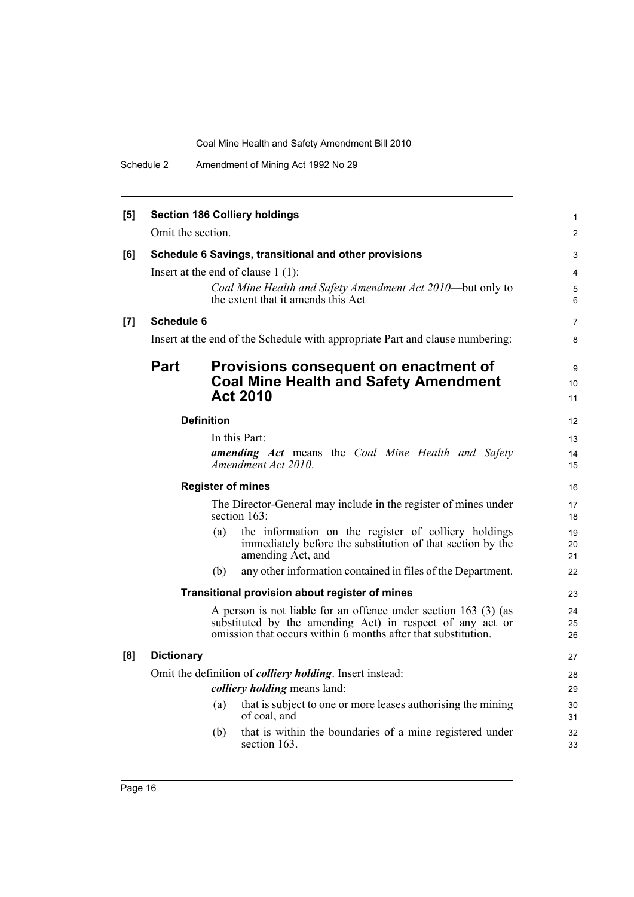**[5] Section 186 Colliery holdings**

Omit the section.

**[6] Schedule 6 Savings, transitional and other provisions**

Insert at the end of clause 1 (1):

*Coal Mine Health and Safety Amendment Act 2010*—but only to the extent that it amends this Act

**[7] Schedule 6**

Insert at the end of the Schedule with appropriate Part and clause numbering:

## Part Provisions consequent on enactment of Coal Mine Health and Safety Amendment Act 2010

### Definition

In this Part:

***amending Act*** means the *Coal Mine Health and Safety Amendment Act 2010*.

### Register of mines

The Director-General may include in the register of mines under section 163:

(a) the information on the register of colliery holdings immediately before the substitution of that section by the amending Act, and

(b) any other information contained in files of the Department.

### Transitional provision about register of mines

A person is not liable for an offence under section 163 (3) (as substituted by the amending Act) in respect of any act or omission that occurs within 6 months after that substitution.

**[8] Dictionary**

Omit the definition of ***colliery holding***. Insert instead:

***colliery holding*** means land:

(a) that is subject to one or more leases authorising the mining of coal, and

(b) that is within the boundaries of a mine registered under section 163.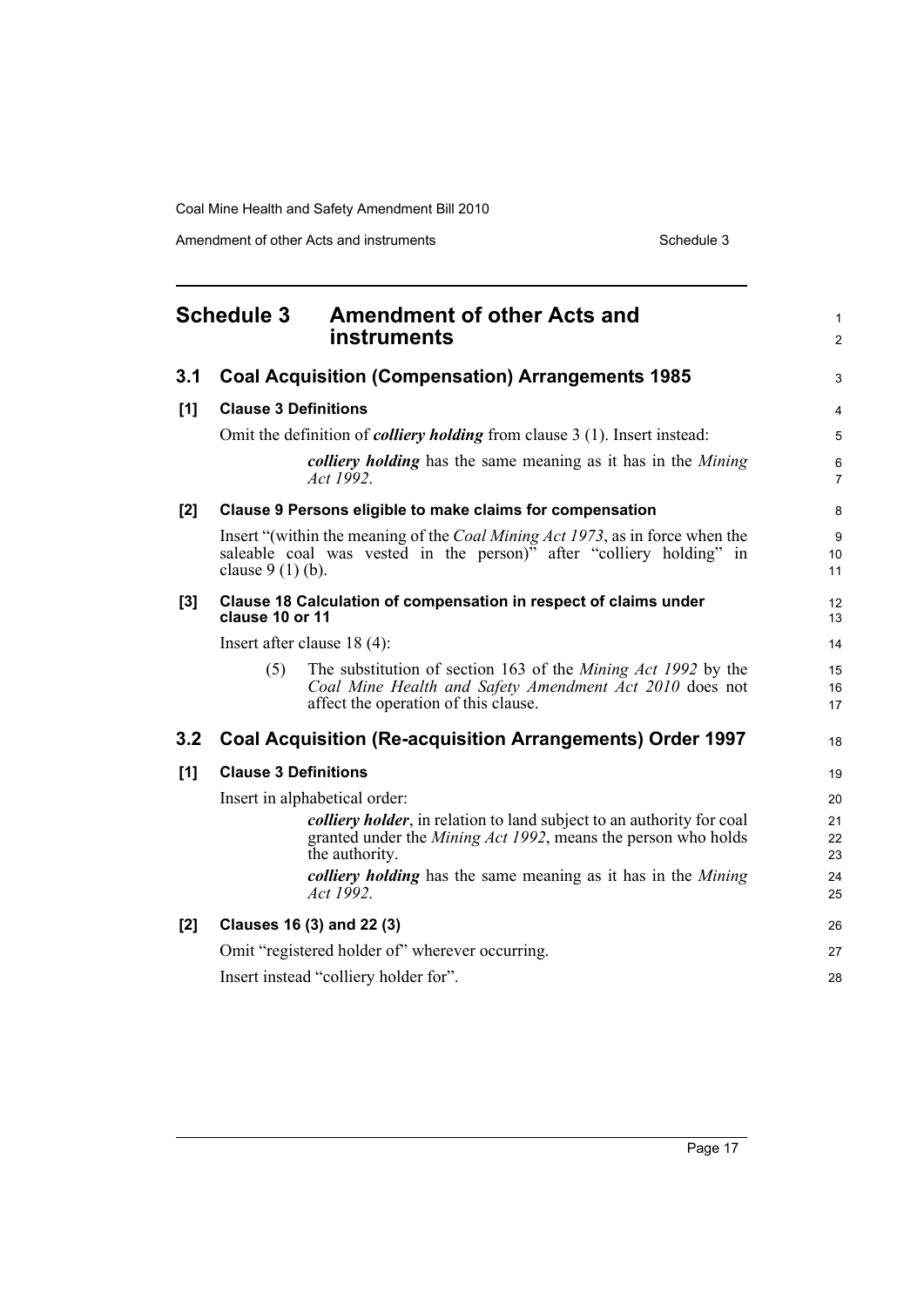# Schedule 3 Amendment of other Acts and instruments

## 3.1 Coal Acquisition (Compensation) Arrangements 1985

### [1] Clause 3 Definitions

Omit the definition of ***colliery holding*** from clause 3 (1). Insert instead:

> ***colliery holding*** has the same meaning as it has in the *Mining Act 1992*.

### [2] Clause 9 Persons eligible to make claims for compensation

Insert "(within the meaning of the *Coal Mining Act 1973*, as in force when the saleable coal was vested in the person)" after "colliery holding" in clause 9 (1) (b).

### [3] Clause 18 Calculation of compensation in respect of claims under clause 10 or 11

Insert after clause 18 (4):

> (5) The substitution of section 163 of the *Mining Act 1992* by the *Coal Mine Health and Safety Amendment Act 2010* does not affect the operation of this clause.

## 3.2 Coal Acquisition (Re-acquisition Arrangements) Order 1997

### [1] Clause 3 Definitions

Insert in alphabetical order:

> ***colliery holder***, in relation to land subject to an authority for coal granted under the *Mining Act 1992*, means the person who holds the authority.
>
> ***colliery holding*** has the same meaning as it has in the *Mining Act 1992*.

### [2] Clauses 16 (3) and 22 (3)

Omit "registered holder of" wherever occurring.

Insert instead "colliery holder for".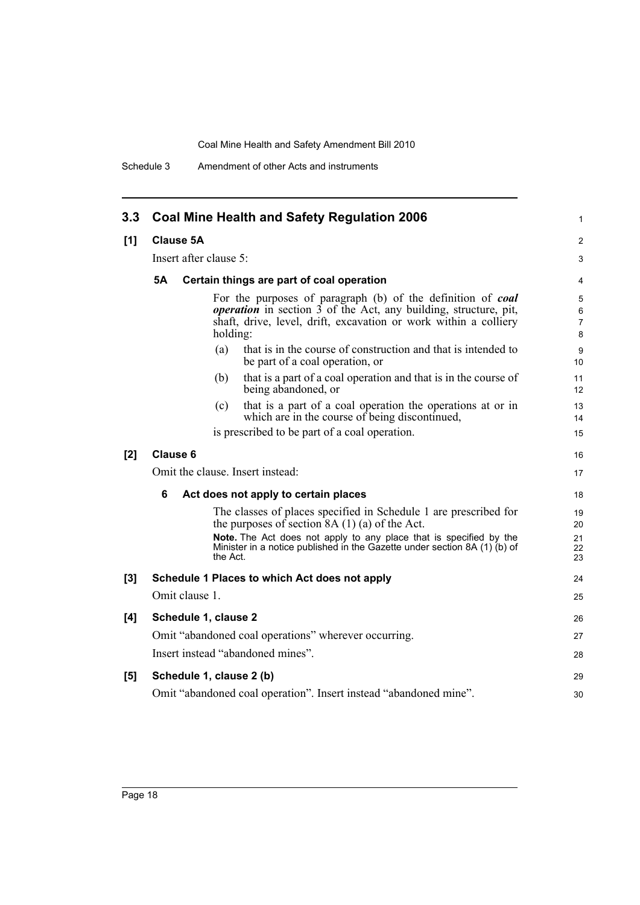## 3.3 Coal Mine Health and Safety Regulation 2006

**[1] Clause 5A**

Insert after clause 5:

**5A Certain things are part of coal operation**

For the purposes of paragraph (b) of the definition of ***coal operation*** in section 3 of the Act, any building, structure, pit, shaft, drive, level, drift, excavation or work within a colliery holding:

(a) that is in the course of construction and that is intended to be part of a coal operation, or

(b) that is a part of a coal operation and that is in the course of being abandoned, or

(c) that is a part of a coal operation the operations at or in which are in the course of being discontinued,

is prescribed to be part of a coal operation.

**[2] Clause 6**

Omit the clause. Insert instead:

**6 Act does not apply to certain places**

The classes of places specified in Schedule 1 are prescribed for the purposes of section 8A (1) (a) of the Act.

**Note.** The Act does not apply to any place that is specified by the Minister in a notice published in the Gazette under section 8A (1) (b) of the Act.

**[3] Schedule 1 Places to which Act does not apply**

Omit clause 1.

**[4] Schedule 1, clause 2**

Omit "abandoned coal operations" wherever occurring.

Insert instead "abandoned mines".

**[5] Schedule 1, clause 2 (b)**

Omit "abandoned coal operation". Insert instead "abandoned mine".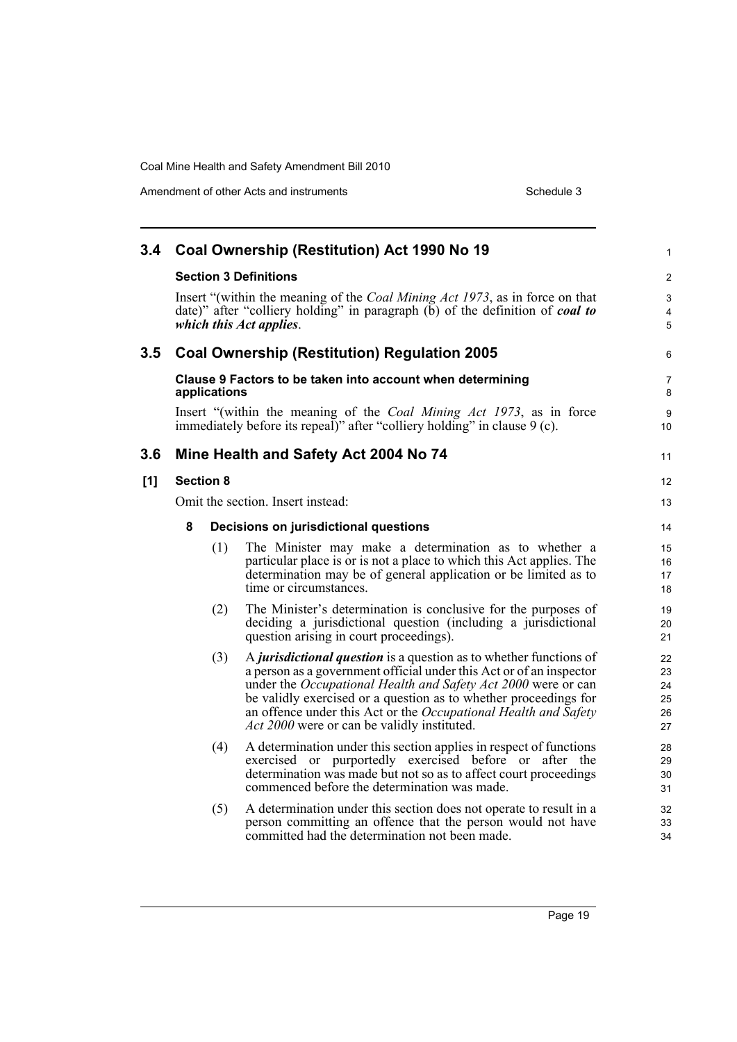## 3.4 Coal Ownership (Restitution) Act 1990 No 19

**Section 3 Definitions**

Insert "(within the meaning of the *Coal Mining Act 1973*, as in force on that date)" after "colliery holding" in paragraph (b) of the definition of ***coal to which this Act applies***.

## 3.5 Coal Ownership (Restitution) Regulation 2005

**Clause 9 Factors to be taken into account when determining applications**

Insert "(within the meaning of the *Coal Mining Act 1973*, as in force immediately before its repeal)" after "colliery holding" in clause 9 (c).

## 3.6 Mine Health and Safety Act 2004 No 74

**[1] Section 8**

Omit the section. Insert instead:

**8 Decisions on jurisdictional questions**

(1) The Minister may make a determination as to whether a particular place is or is not a place to which this Act applies. The determination may be of general application or be limited as to time or circumstances.

(2) The Minister's determination is conclusive for the purposes of deciding a jurisdictional question (including a jurisdictional question arising in court proceedings).

(3) A ***jurisdictional question*** is a question as to whether functions of a person as a government official under this Act or of an inspector under the *Occupational Health and Safety Act 2000* were or can be validly exercised or a question as to whether proceedings for an offence under this Act or the *Occupational Health and Safety Act 2000* were or can be validly instituted.

(4) A determination under this section applies in respect of functions exercised or purportedly exercised before or after the determination was made but not so as to affect court proceedings commenced before the determination was made.

(5) A determination under this section does not operate to result in a person committing an offence that the person would not have committed had the determination not been made.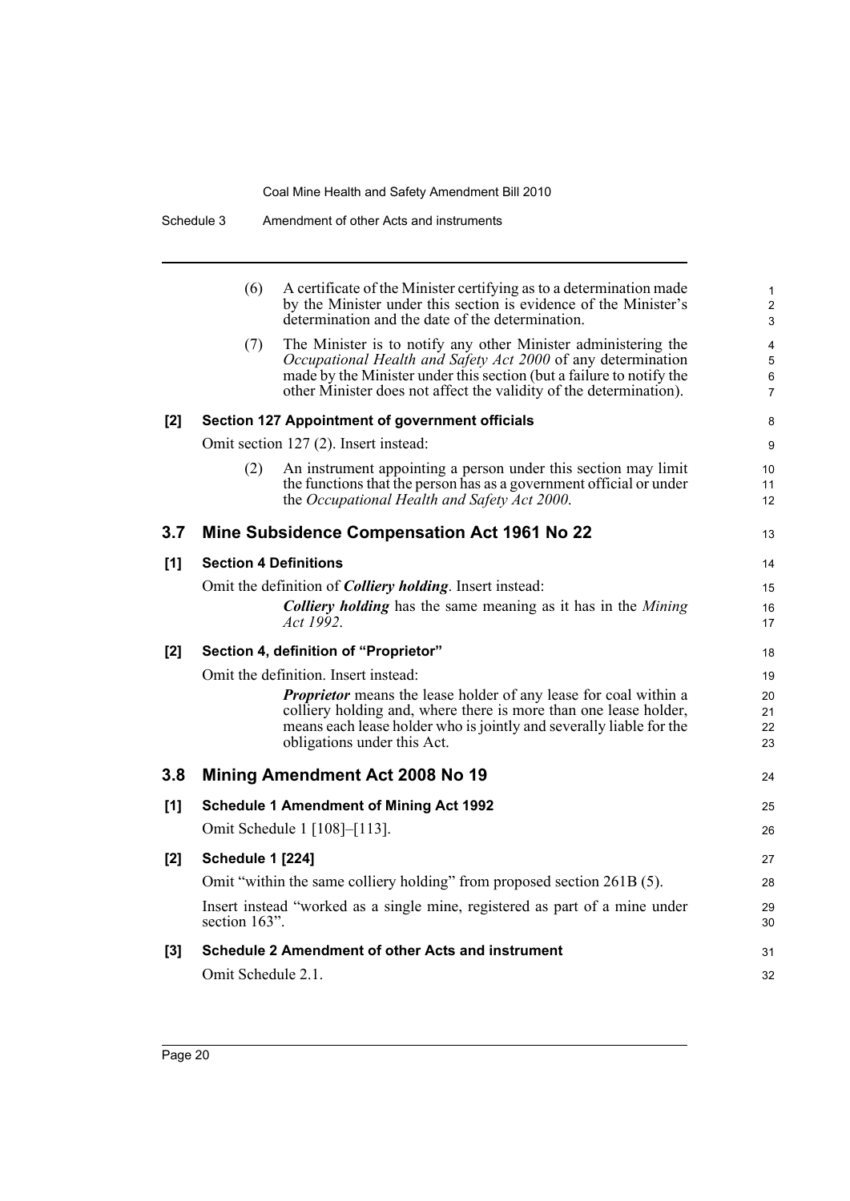(6) A certificate of the Minister certifying as to a determination made by the Minister under this section is evidence of the Minister's determination and the date of the determination.

(7) The Minister is to notify any other Minister administering the *Occupational Health and Safety Act 2000* of any determination made by the Minister under this section (but a failure to notify the other Minister does not affect the validity of the determination).

**[2] Section 127 Appointment of government officials**

Omit section 127 (2). Insert instead:

(2) An instrument appointing a person under this section may limit the functions that the person has as a government official or under the *Occupational Health and Safety Act 2000*.

## 3.7 Mine Subsidence Compensation Act 1961 No 22

**[1] Section 4 Definitions**

Omit the definition of ***Colliery holding***. Insert instead:

***Colliery holding*** has the same meaning as it has in the *Mining Act 1992*.

**[2] Section 4, definition of "Proprietor"**

Omit the definition. Insert instead:

***Proprietor*** means the lease holder of any lease for coal within a colliery holding and, where there is more than one lease holder, means each lease holder who is jointly and severally liable for the obligations under this Act.

## 3.8 Mining Amendment Act 2008 No 19

**[1] Schedule 1 Amendment of Mining Act 1992**

Omit Schedule 1 [108]–[113].

**[2] Schedule 1 [224]**

Omit "within the same colliery holding" from proposed section 261B (5).

Insert instead "worked as a single mine, registered as part of a mine under section 163".

**[3] Schedule 2 Amendment of other Acts and instrument**

Omit Schedule 2.1.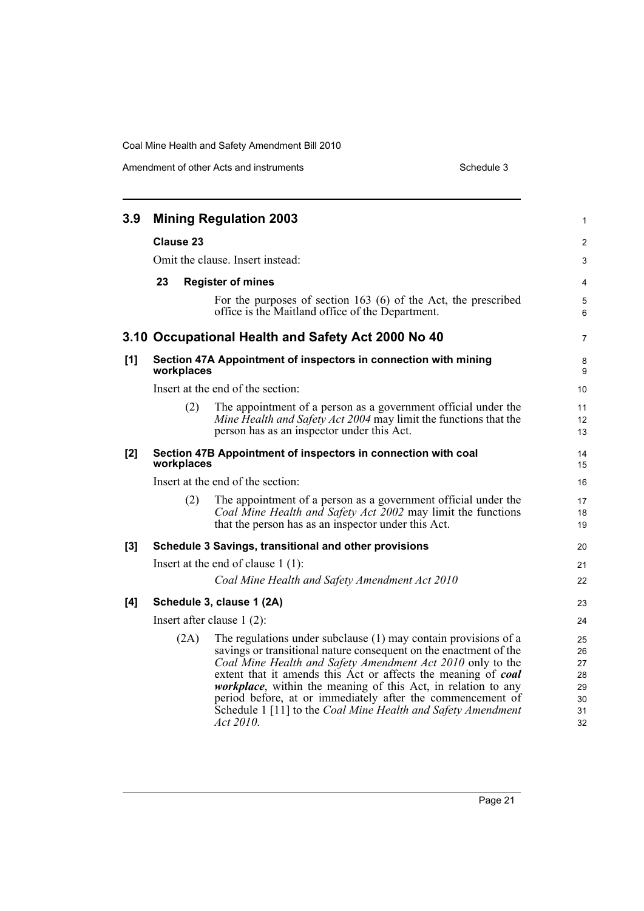## 3.9 Mining Regulation 2003

**Clause 23**

Omit the clause. Insert instead:

**23 Register of mines**

For the purposes of section 163 (6) of the Act, the prescribed office is the Maitland office of the Department.

## 3.10 Occupational Health and Safety Act 2000 No 40

**[1] Section 47A Appointment of inspectors in connection with mining workplaces**

Insert at the end of the section:

(2) The appointment of a person as a government official under the *Mine Health and Safety Act 2004* may limit the functions that the person has as an inspector under this Act.

**[2] Section 47B Appointment of inspectors in connection with coal workplaces**

Insert at the end of the section:

(2) The appointment of a person as a government official under the *Coal Mine Health and Safety Act 2002* may limit the functions that the person has as an inspector under this Act.

**[3] Schedule 3 Savings, transitional and other provisions**

Insert at the end of clause 1 (1):

*Coal Mine Health and Safety Amendment Act 2010*

**[4] Schedule 3, clause 1 (2A)**

Insert after clause 1 (2):

(2A) The regulations under subclause (1) may contain provisions of a savings or transitional nature consequent on the enactment of the *Coal Mine Health and Safety Amendment Act 2010* only to the extent that it amends this Act or affects the meaning of ***coal workplace***, within the meaning of this Act, in relation to any period before, at or immediately after the commencement of Schedule 1 [11] to the *Coal Mine Health and Safety Amendment Act 2010*.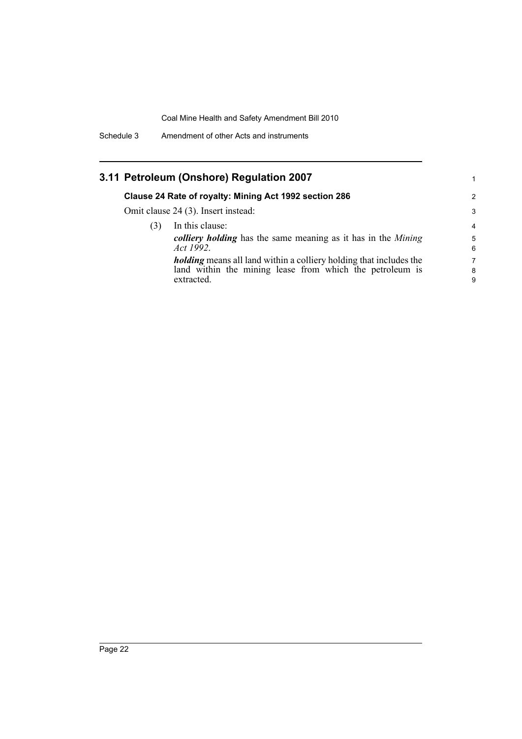## 3.11 Petroleum (Onshore) Regulation 2007

### Clause 24 Rate of royalty: Mining Act 1992 section 286

Omit clause 24 (3). Insert instead:

(3) In this clause:

***colliery holding*** has the same meaning as it has in the *Mining Act 1992*.

***holding*** means all land within a colliery holding that includes the land within the mining lease from which the petroleum is extracted.